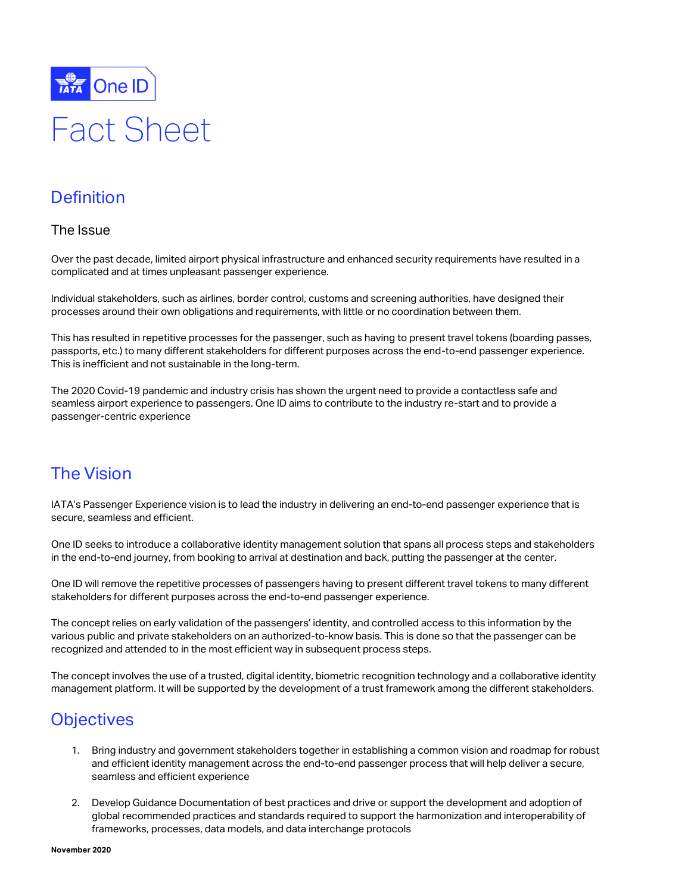# IATA One ID

# Fact Sheet

## Definition

### The Issue

Over the past decade, limited airport physical infrastructure and enhanced security requirements have resulted in a complicated and at times unpleasant passenger experience.

Individual stakeholders, such as airlines, border control, customs and screening authorities, have designed their processes around their own obligations and requirements, with little or no coordination between them.

This has resulted in repetitive processes for the passenger, such as having to present travel tokens (boarding passes, passports, etc.) to many different stakeholders for different purposes across the end-to-end passenger experience. This is inefficient and not sustainable in the long-term.

The 2020 Covid-19 pandemic and industry crisis has shown the urgent need to provide a contactless safe and seamless airport experience to passengers. One ID aims to contribute to the industry re-start and to provide a passenger-centric experience

## The Vision

IATA's Passenger Experience vision is to lead the industry in delivering an end-to-end passenger experience that is secure, seamless and efficient.

One ID seeks to introduce a collaborative identity management solution that spans all process steps and stakeholders in the end-to-end journey, from booking to arrival at destination and back, putting the passenger at the center.

One ID will remove the repetitive processes of passengers having to present different travel tokens to many different stakeholders for different purposes across the end-to-end passenger experience.

The concept relies on early validation of the passengers' identity, and controlled access to this information by the various public and private stakeholders on an authorized-to-know basis. This is done so that the passenger can be recognized and attended to in the most efficient way in subsequent process steps.

The concept involves the use of a trusted, digital identity, biometric recognition technology and a collaborative identity management platform. It will be supported by the development of a trust framework among the different stakeholders.

## Objectives

1. Bring industry and government stakeholders together in establishing a common vision and roadmap for robust and efficient identity management across the end-to-end passenger process that will help deliver a secure, seamless and efficient experience
2. Develop Guidance Documentation of best practices and drive or support the development and adoption of global recommended practices and standards required to support the harmonization and interoperability of frameworks, processes, data models, and data interchange protocols

**November 2020**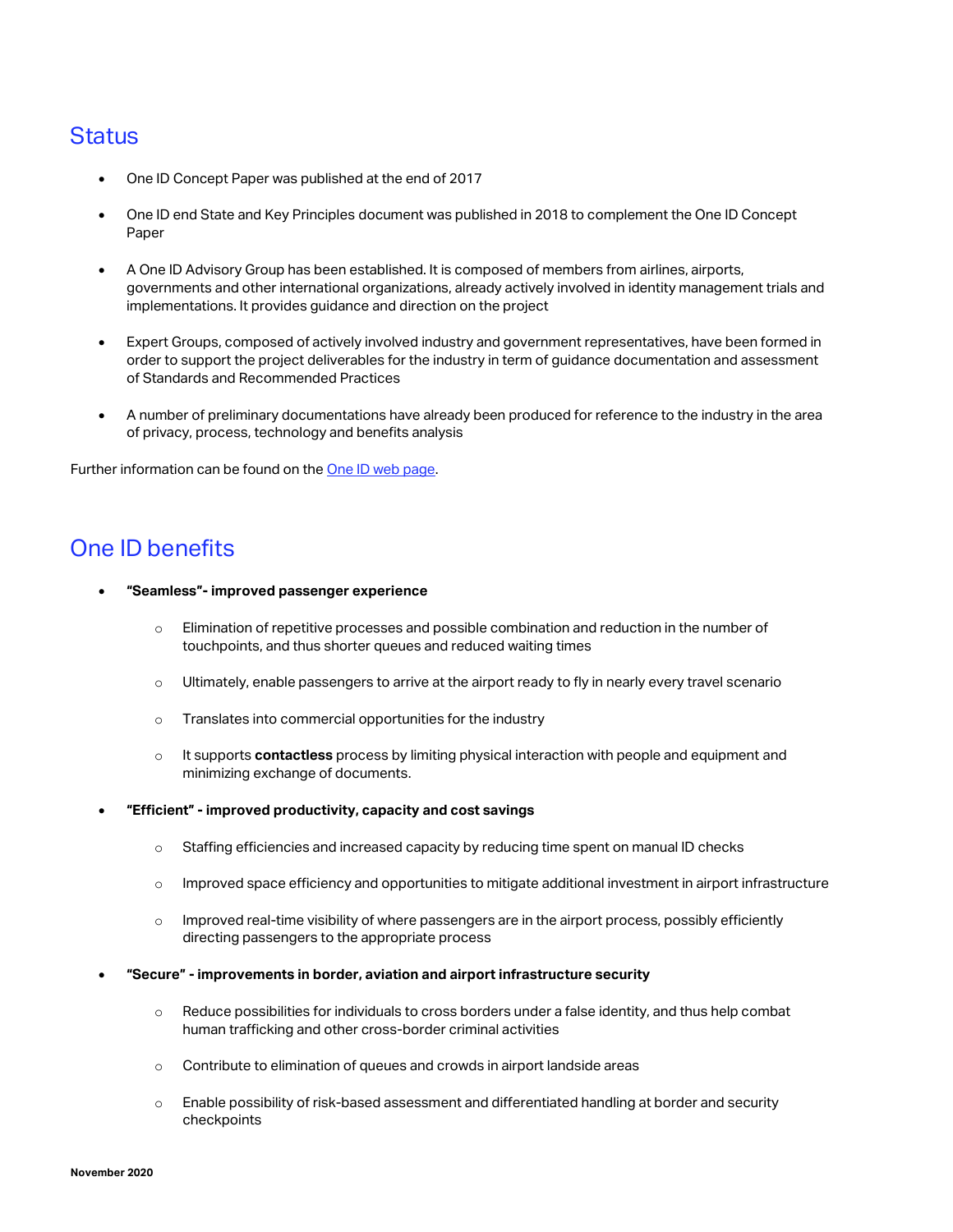## Status

- One ID Concept Paper was published at the end of 2017
- One ID end State and Key Principles document was published in 2018 to complement the One ID Concept Paper
- A One ID Advisory Group has been established. It is composed of members from airlines, airports, governments and other international organizations, already actively involved in identity management trials and implementations. It provides guidance and direction on the project
- Expert Groups, composed of actively involved industry and government representatives, have been formed in order to support the project deliverables for the industry in term of guidance documentation and assessment of Standards and Recommended Practices
- A number of preliminary documentations have already been produced for reference to the industry in the area of privacy, process, technology and benefits analysis

Further information can be found on the One ID web page.

## One ID benefits

- **"Seamless"- improved passenger experience**
  - Elimination of repetitive processes and possible combination and reduction in the number of touchpoints, and thus shorter queues and reduced waiting times
  - Ultimately, enable passengers to arrive at the airport ready to fly in nearly every travel scenario
  - Translates into commercial opportunities for the industry
  - It supports **contactless** process by limiting physical interaction with people and equipment and minimizing exchange of documents.
- **"Efficient" - improved productivity, capacity and cost savings**
  - Staffing efficiencies and increased capacity by reducing time spent on manual ID checks
  - Improved space efficiency and opportunities to mitigate additional investment in airport infrastructure
  - Improved real-time visibility of where passengers are in the airport process, possibly efficiently directing passengers to the appropriate process
- **"Secure" - improvements in border, aviation and airport infrastructure security**
  - Reduce possibilities for individuals to cross borders under a false identity, and thus help combat human trafficking and other cross-border criminal activities
  - Contribute to elimination of queues and crowds in airport landside areas
  - Enable possibility of risk-based assessment and differentiated handling at border and security checkpoints

**November 2020**